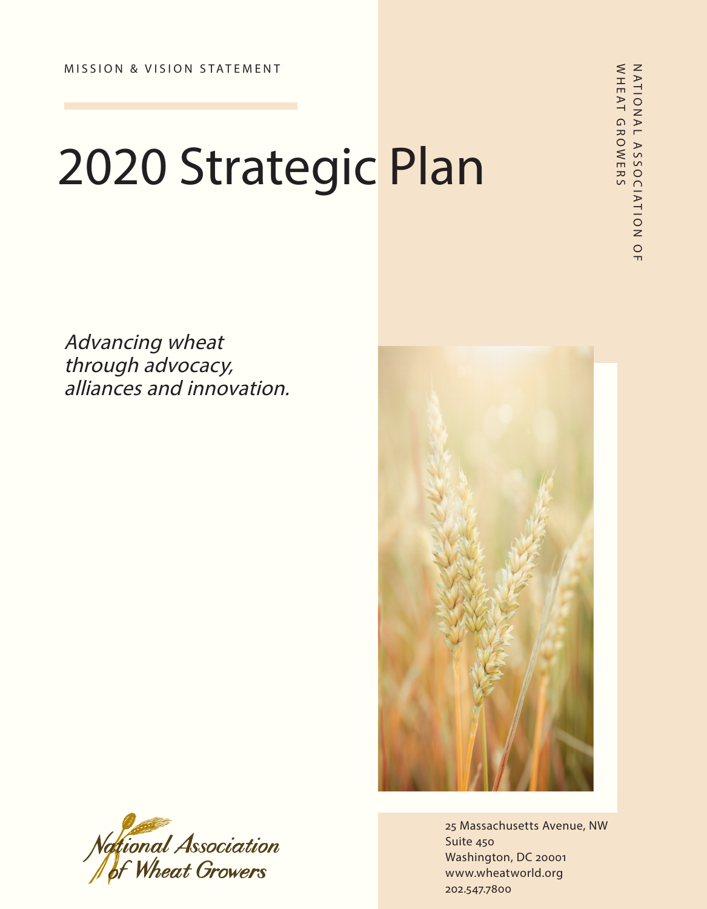MISSION & VISION STATEMENT

# 2020 Strategic Plan

NATIONAL ASSOCIATION OF WHEAT GROWERS

*Advancing wheat through advocacy, alliances and innovation.*

National Association of Wheat Growers

25 Massachusetts Avenue, NW
Suite 450
Washington, DC 20001
www.wheatworld.org
202.547.7800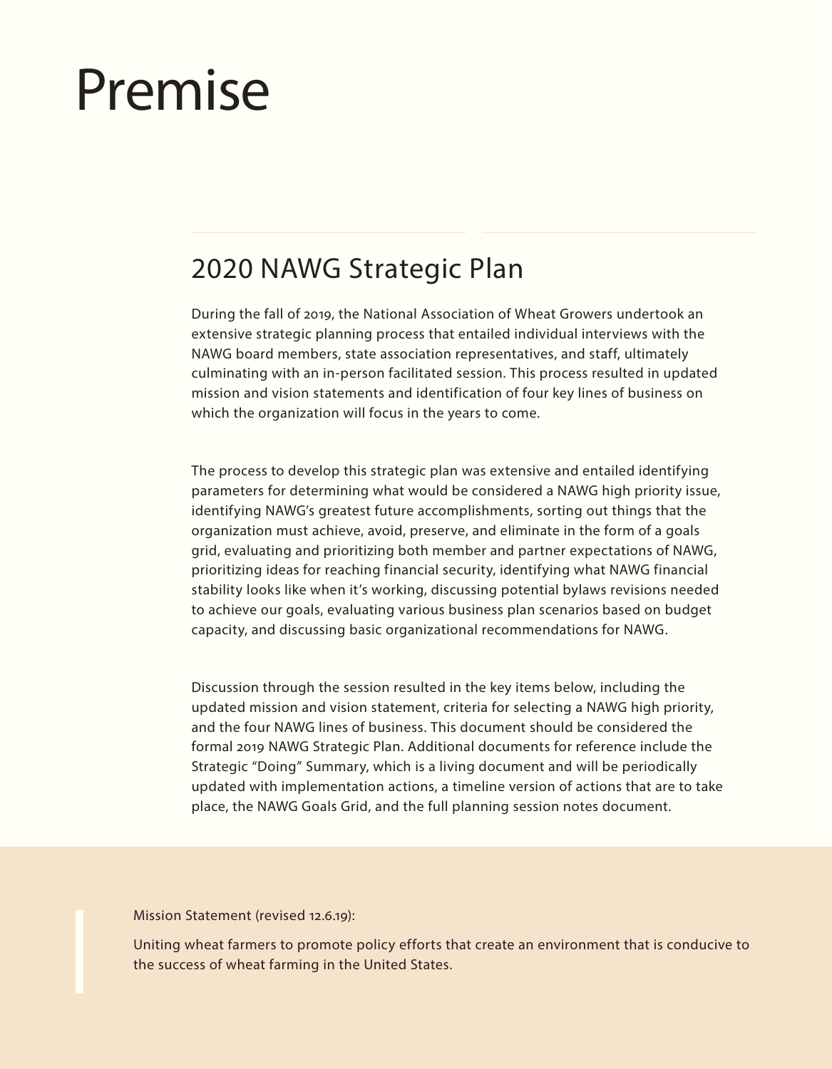# Premise

## 2020 NAWG Strategic Plan

During the fall of 2019, the National Association of Wheat Growers undertook an extensive strategic planning process that entailed individual interviews with the NAWG board members, state association representatives, and staff, ultimately culminating with an in-person facilitated session. This process resulted in updated mission and vision statements and identification of four key lines of business on which the organization will focus in the years to come.

The process to develop this strategic plan was extensive and entailed identifying parameters for determining what would be considered a NAWG high priority issue, identifying NAWG's greatest future accomplishments, sorting out things that the organization must achieve, avoid, preserve, and eliminate in the form of a goals grid, evaluating and prioritizing both member and partner expectations of NAWG, prioritizing ideas for reaching financial security, identifying what NAWG financial stability looks like when it's working, discussing potential bylaws revisions needed to achieve our goals, evaluating various business plan scenarios based on budget capacity, and discussing basic organizational recommendations for NAWG.

Discussion through the session resulted in the key items below, including the updated mission and vision statement, criteria for selecting a NAWG high priority, and the four NAWG lines of business. This document should be considered the formal 2019 NAWG Strategic Plan. Additional documents for reference include the Strategic "Doing" Summary, which is a living document and will be periodically updated with implementation actions, a timeline version of actions that are to take place, the NAWG Goals Grid, and the full planning session notes document.

Mission Statement (revised 12.6.19):

Uniting wheat farmers to promote policy efforts that create an environment that is conducive to the success of wheat farming in the United States.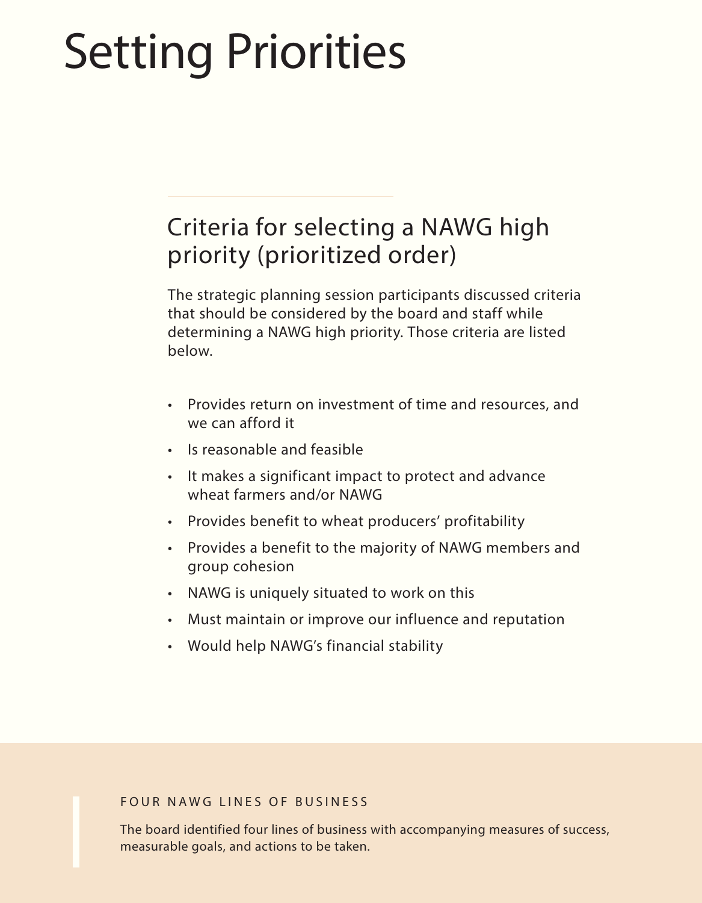# Setting Priorities

## Criteria for selecting a NAWG high priority (prioritized order)

The strategic planning session participants discussed criteria that should be considered by the board and staff while determining a NAWG high priority. Those criteria are listed below.

- Provides return on investment of time and resources, and we can afford it
- Is reasonable and feasible
- It makes a significant impact to protect and advance wheat farmers and/or NAWG
- Provides benefit to wheat producers' profitability
- Provides a benefit to the majority of NAWG members and group cohesion
- NAWG is uniquely situated to work on this
- Must maintain or improve our influence and reputation
- Would help NAWG's financial stability

FOUR NAWG LINES OF BUSINESS

The board identified four lines of business with accompanying measures of success, measurable goals, and actions to be taken.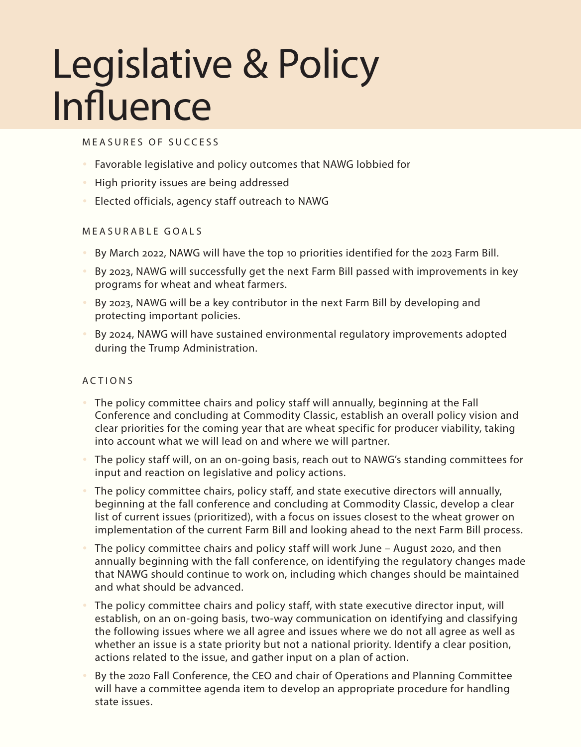# Legislative & Policy Influence

## MEASURES OF SUCCESS

- Favorable legislative and policy outcomes that NAWG lobbied for
- High priority issues are being addressed
- Elected officials, agency staff outreach to NAWG

## MEASURABLE GOALS

- By March 2022, NAWG will have the top 10 priorities identified for the 2023 Farm Bill.
- By 2023, NAWG will successfully get the next Farm Bill passed with improvements in key programs for wheat and wheat farmers.
- By 2023, NAWG will be a key contributor in the next Farm Bill by developing and protecting important policies.
- By 2024, NAWG will have sustained environmental regulatory improvements adopted during the Trump Administration.

## ACTIONS

- The policy committee chairs and policy staff will annually, beginning at the Fall Conference and concluding at Commodity Classic, establish an overall policy vision and clear priorities for the coming year that are wheat specific for producer viability, taking into account what we will lead on and where we will partner.
- The policy staff will, on an on-going basis, reach out to NAWG's standing committees for input and reaction on legislative and policy actions.
- The policy committee chairs, policy staff, and state executive directors will annually, beginning at the fall conference and concluding at Commodity Classic, develop a clear list of current issues (prioritized), with a focus on issues closest to the wheat grower on implementation of the current Farm Bill and looking ahead to the next Farm Bill process.
- The policy committee chairs and policy staff will work June – August 2020, and then annually beginning with the fall conference, on identifying the regulatory changes made that NAWG should continue to work on, including which changes should be maintained and what should be advanced.
- The policy committee chairs and policy staff, with state executive director input, will establish, on an on-going basis, two-way communication on identifying and classifying the following issues where we all agree and issues where we do not all agree as well as whether an issue is a state priority but not a national priority. Identify a clear position, actions related to the issue, and gather input on a plan of action.
- By the 2020 Fall Conference, the CEO and chair of Operations and Planning Committee will have a committee agenda item to develop an appropriate procedure for handling state issues.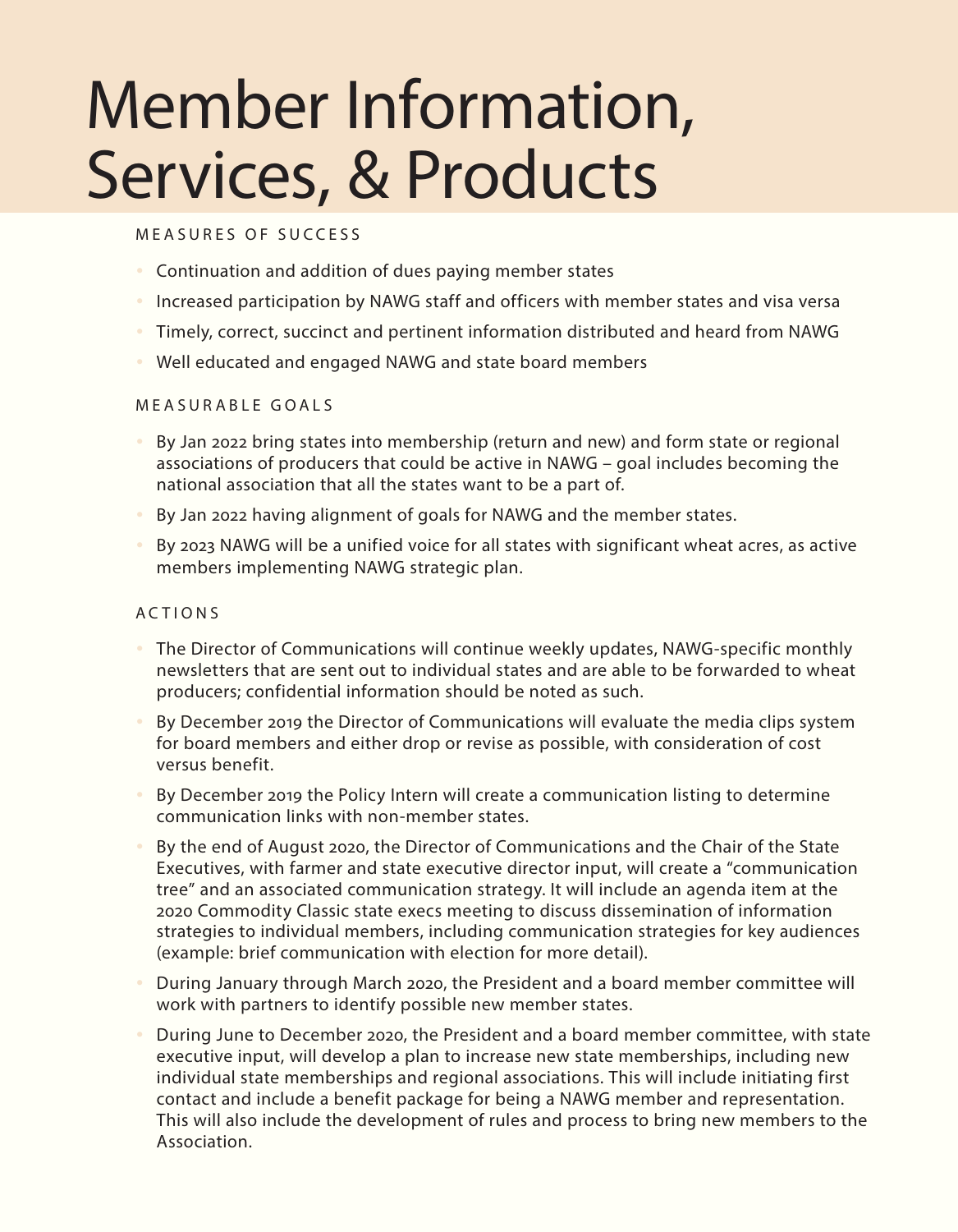# Member Information, Services, & Products

### MEASURES OF SUCCESS

- Continuation and addition of dues paying member states
- Increased participation by NAWG staff and officers with member states and visa versa
- Timely, correct, succinct and pertinent information distributed and heard from NAWG
- Well educated and engaged NAWG and state board members

### MEASURABLE GOALS

- By Jan 2022 bring states into membership (return and new) and form state or regional associations of producers that could be active in NAWG – goal includes becoming the national association that all the states want to be a part of.
- By Jan 2022 having alignment of goals for NAWG and the member states.
- By 2023 NAWG will be a unified voice for all states with significant wheat acres, as active members implementing NAWG strategic plan.

### ACTIONS

- The Director of Communications will continue weekly updates, NAWG-specific monthly newsletters that are sent out to individual states and are able to be forwarded to wheat producers; confidential information should be noted as such.
- By December 2019 the Director of Communications will evaluate the media clips system for board members and either drop or revise as possible, with consideration of cost versus benefit.
- By December 2019 the Policy Intern will create a communication listing to determine communication links with non-member states.
- By the end of August 2020, the Director of Communications and the Chair of the State Executives, with farmer and state executive director input, will create a "communication tree" and an associated communication strategy. It will include an agenda item at the 2020 Commodity Classic state execs meeting to discuss dissemination of information strategies to individual members, including communication strategies for key audiences (example: brief communication with election for more detail).
- During January through March 2020, the President and a board member committee will work with partners to identify possible new member states.
- During June to December 2020, the President and a board member committee, with state executive input, will develop a plan to increase new state memberships, including new individual state memberships and regional associations. This will include initiating first contact and include a benefit package for being a NAWG member and representation. This will also include the development of rules and process to bring new members to the Association.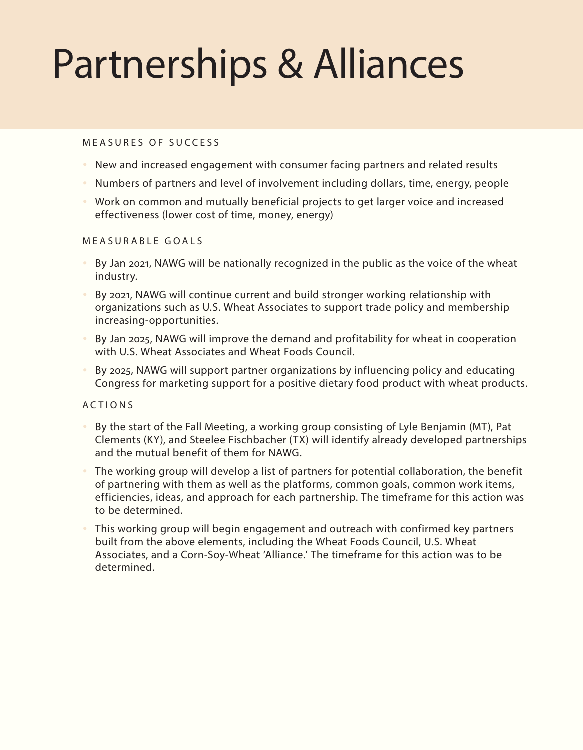# Partnerships & Alliances

## MEASURES OF SUCCESS

- New and increased engagement with consumer facing partners and related results
- Numbers of partners and level of involvement including dollars, time, energy, people
- Work on common and mutually beneficial projects to get larger voice and increased effectiveness (lower cost of time, money, energy)

## MEASURABLE GOALS

- By Jan 2021, NAWG will be nationally recognized in the public as the voice of the wheat industry.
- By 2021, NAWG will continue current and build stronger working relationship with organizations such as U.S. Wheat Associates to support trade policy and membership increasing-opportunities.
- By Jan 2025, NAWG will improve the demand and profitability for wheat in cooperation with U.S. Wheat Associates and Wheat Foods Council.
- By 2025, NAWG will support partner organizations by influencing policy and educating Congress for marketing support for a positive dietary food product with wheat products.

## ACTIONS

- By the start of the Fall Meeting, a working group consisting of Lyle Benjamin (MT), Pat Clements (KY), and Steelee Fischbacher (TX) will identify already developed partnerships and the mutual benefit of them for NAWG.
- The working group will develop a list of partners for potential collaboration, the benefit of partnering with them as well as the platforms, common goals, common work items, efficiencies, ideas, and approach for each partnership. The timeframe for this action was to be determined.
- This working group will begin engagement and outreach with confirmed key partners built from the above elements, including the Wheat Foods Council, U.S. Wheat Associates, and a Corn-Soy-Wheat 'Alliance.' The timeframe for this action was to be determined.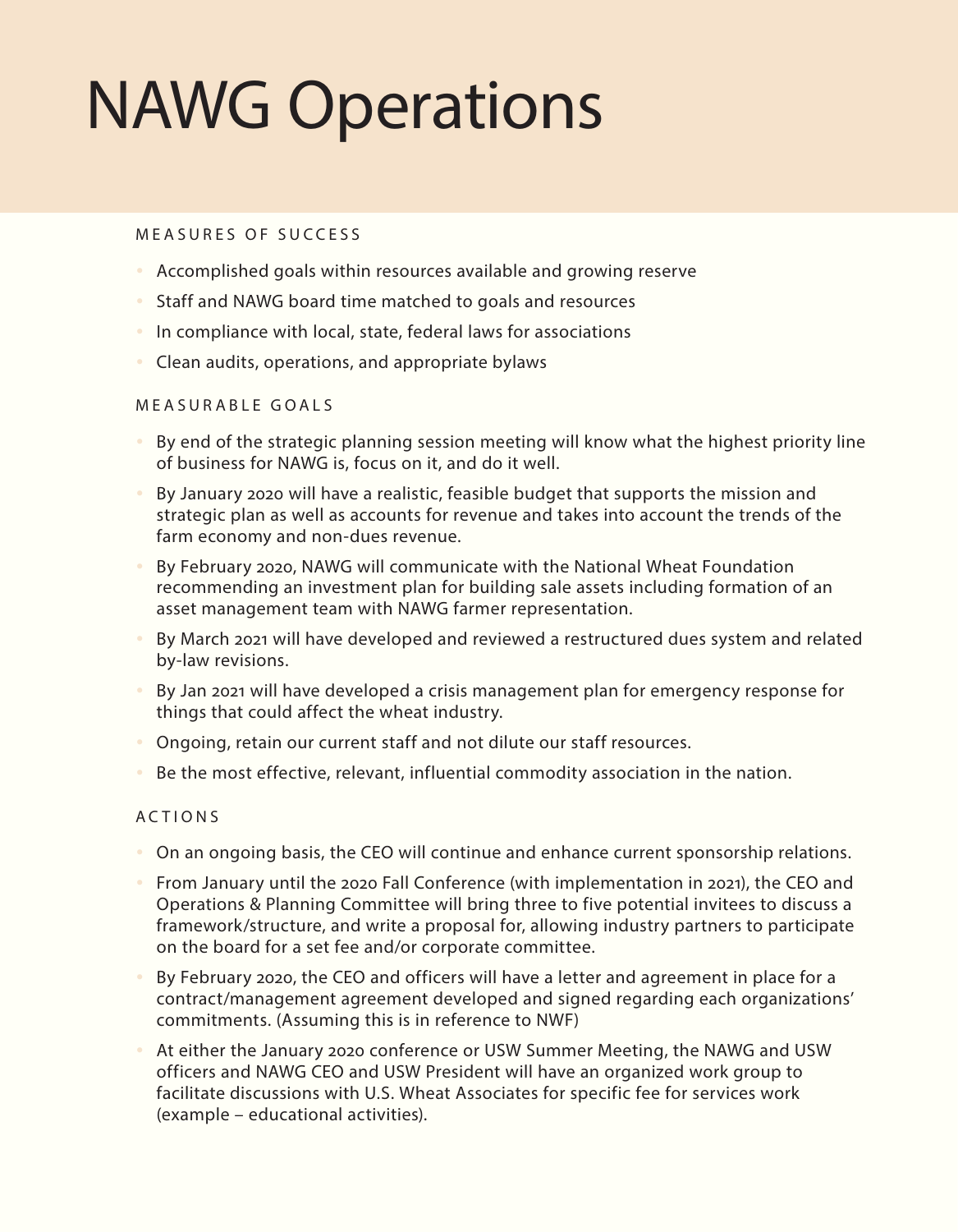# NAWG Operations

### MEASURES OF SUCCESS

- Accomplished goals within resources available and growing reserve
- Staff and NAWG board time matched to goals and resources
- In compliance with local, state, federal laws for associations
- Clean audits, operations, and appropriate bylaws

### MEASURABLE GOALS

- By end of the strategic planning session meeting will know what the highest priority line of business for NAWG is, focus on it, and do it well.
- By January 2020 will have a realistic, feasible budget that supports the mission and strategic plan as well as accounts for revenue and takes into account the trends of the farm economy and non-dues revenue.
- By February 2020, NAWG will communicate with the National Wheat Foundation recommending an investment plan for building sale assets including formation of an asset management team with NAWG farmer representation.
- By March 2021 will have developed and reviewed a restructured dues system and related by-law revisions.
- By Jan 2021 will have developed a crisis management plan for emergency response for things that could affect the wheat industry.
- Ongoing, retain our current staff and not dilute our staff resources.
- Be the most effective, relevant, influential commodity association in the nation.

### ACTIONS

- On an ongoing basis, the CEO will continue and enhance current sponsorship relations.
- From January until the 2020 Fall Conference (with implementation in 2021), the CEO and Operations & Planning Committee will bring three to five potential invitees to discuss a framework/structure, and write a proposal for, allowing industry partners to participate on the board for a set fee and/or corporate committee.
- By February 2020, the CEO and officers will have a letter and agreement in place for a contract/management agreement developed and signed regarding each organizations' commitments. (Assuming this is in reference to NWF)
- At either the January 2020 conference or USW Summer Meeting, the NAWG and USW officers and NAWG CEO and USW President will have an organized work group to facilitate discussions with U.S. Wheat Associates for specific fee for services work (example – educational activities).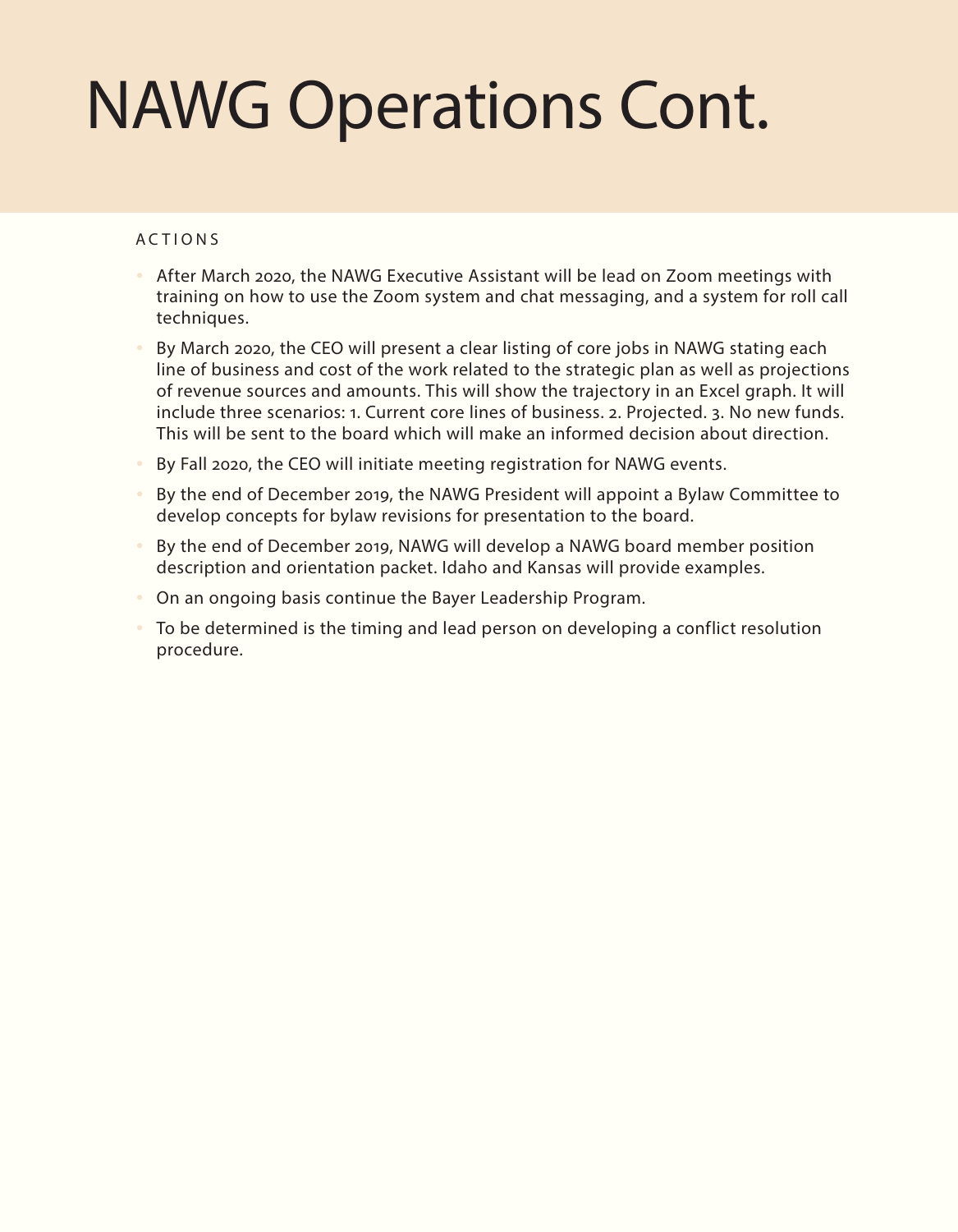# NAWG Operations Cont.

ACTIONS

- After March 2020, the NAWG Executive Assistant will be lead on Zoom meetings with training on how to use the Zoom system and chat messaging, and a system for roll call techniques.
- By March 2020, the CEO will present a clear listing of core jobs in NAWG stating each line of business and cost of the work related to the strategic plan as well as projections of revenue sources and amounts. This will show the trajectory in an Excel graph. It will include three scenarios: 1. Current core lines of business. 2. Projected. 3. No new funds. This will be sent to the board which will make an informed decision about direction.
- By Fall 2020, the CEO will initiate meeting registration for NAWG events.
- By the end of December 2019, the NAWG President will appoint a Bylaw Committee to develop concepts for bylaw revisions for presentation to the board.
- By the end of December 2019, NAWG will develop a NAWG board member position description and orientation packet. Idaho and Kansas will provide examples.
- On an ongoing basis continue the Bayer Leadership Program.
- To be determined is the timing and lead person on developing a conflict resolution procedure.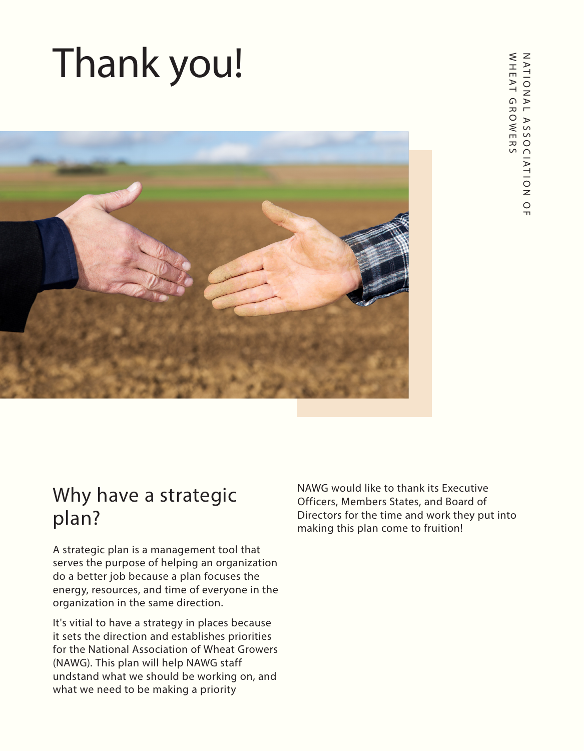# Thank you!

## Why have a strategic plan?

A strategic plan is a management tool that serves the purpose of helping an organization do a better job because a plan focuses the energy, resources, and time of everyone in the organization in the same direction.

It's vitial to have a strategy in places because it sets the direction and establishes priorities for the National Association of Wheat Growers (NAWG). This plan will help NAWG staff undstand what we should be working on, and what we need to be making a priority

NAWG would like to thank its Executive Officers, Members States, and Board of Directors for the time and work they put into making this plan come to fruition!